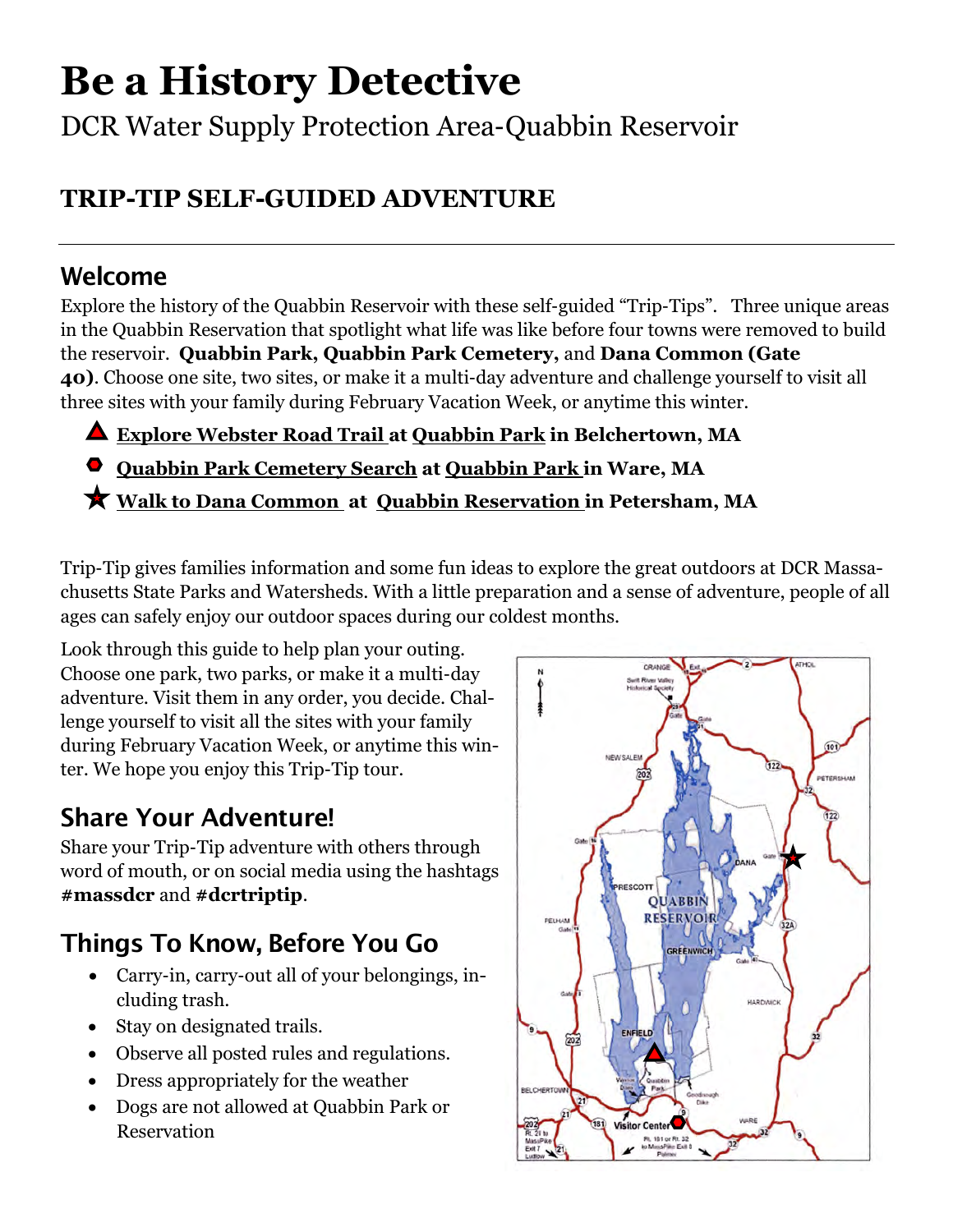# Be a History Detective

DCR Water Supply Protection Area-Quabbin Reservoir

## TRIP-TIP SELF-GUIDED ADVENTURE

## Welcome

Explore the history of the Quabbin Reservoir with these self-guided "Trip-Tips". Three unique areas in the Quabbin Reservation that spotlight what life was like before four towns were removed to build the reservoir. **Quabbin Park, Quabbin Park Cemetery,** and **Dana Common (Gate 40)**. Choose one site, two sites, or make it a multi-day adventure and challenge yourself to visit all three sites with your family during February Vacation Week, or anytime this winter.

- ▲ **Explore Webster Road Trail at Quabbin Park in Belchertown, MA**
- ⬢ **Quabbin Park Cemetery Search at Quabbin Park in Ware, MA**
- ★ **Walk to Dana Common at Quabbin Reservation in Petersham, MA**

Trip-Tip gives families information and some fun ideas to explore the great outdoors at DCR Massachusetts State Parks and Watersheds. With a little preparation and a sense of adventure, people of all ages can safely enjoy our outdoor spaces during our coldest months.

Look through this guide to help plan your outing. Choose one park, two parks, or make it a multi-day adventure. Visit them in any order, you decide. Challenge yourself to visit all the sites with your family during February Vacation Week, or anytime this winter. We hope you enjoy this Trip-Tip tour.

## Share Your Adventure!

Share your Trip-Tip adventure with others through word of mouth, or on social media using the hashtags **#massdcr** and **#dcrtriptip**.

## Things To Know, Before You Go

- Carry-in, carry-out all of your belongings, including trash.
- Stay on designated trails.
- Observe all posted rules and regulations.
- Dress appropriately for the weather
- Dogs are not allowed at Quabbin Park or Reservation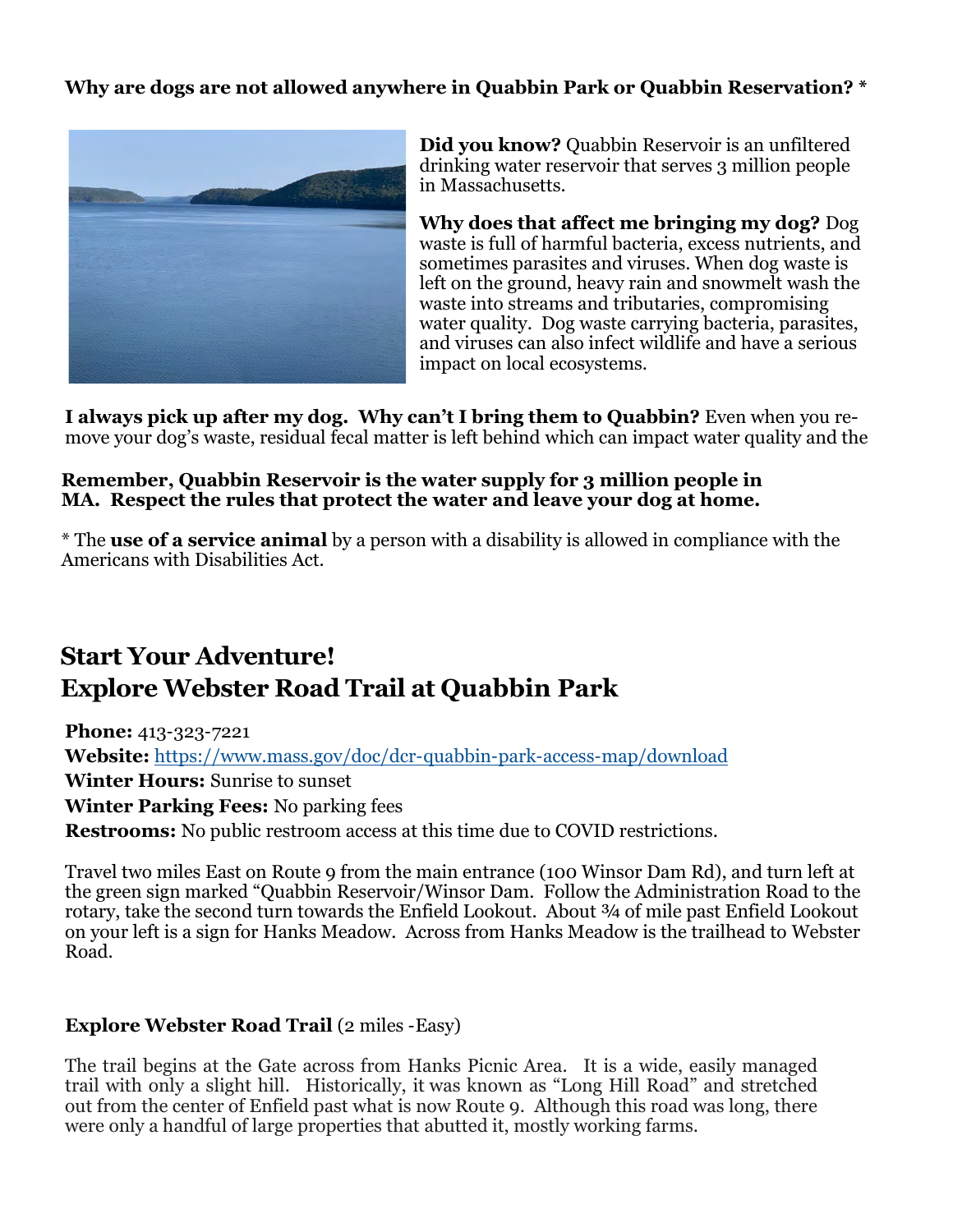**Why are dogs are not allowed anywhere in Quabbin Park or Quabbin Reservation? ***

**Did you know?** Quabbin Reservoir is an unfiltered drinking water reservoir that serves 3 million people in Massachusetts.

**Why does that affect me bringing my dog?** Dog waste is full of harmful bacteria, excess nutrients, and sometimes parasites and viruses. When dog waste is left on the ground, heavy rain and snowmelt wash the waste into streams and tributaries, compromising water quality. Dog waste carrying bacteria, parasites, and viruses can also infect wildlife and have a serious impact on local ecosystems.

**I always pick up after my dog. Why can't I bring them to Quabbin?** Even when you remove your dog's waste, residual fecal matter is left behind which can impact water quality and the

**Remember, Quabbin Reservoir is the water supply for 3 million people in MA. Respect the rules that protect the water and leave your dog at home.**

* The **use of a service animal** by a person with a disability is allowed in compliance with the Americans with Disabilities Act.

## Start Your Adventure!
## Explore Webster Road Trail at Quabbin Park

**Phone:** 413-323-7221
**Website:** https://www.mass.gov/doc/dcr-quabbin-park-access-map/download
**Winter Hours:** Sunrise to sunset
**Winter Parking Fees:** No parking fees
**Restrooms:** No public restroom access at this time due to COVID restrictions.

Travel two miles East on Route 9 from the main entrance (100 Winsor Dam Rd), and turn left at the green sign marked "Quabbin Reservoir/Winsor Dam. Follow the Administration Road to the rotary, take the second turn towards the Enfield Lookout. About ¾ of mile past Enfield Lookout on your left is a sign for Hanks Meadow. Across from Hanks Meadow is the trailhead to Webster Road.

**Explore Webster Road Trail** (2 miles -Easy)

The trail begins at the Gate across from Hanks Picnic Area. It is a wide, easily managed trail with only a slight hill. Historically, it was known as "Long Hill Road" and stretched out from the center of Enfield past what is now Route 9. Although this road was long, there were only a handful of large properties that abutted it, mostly working farms.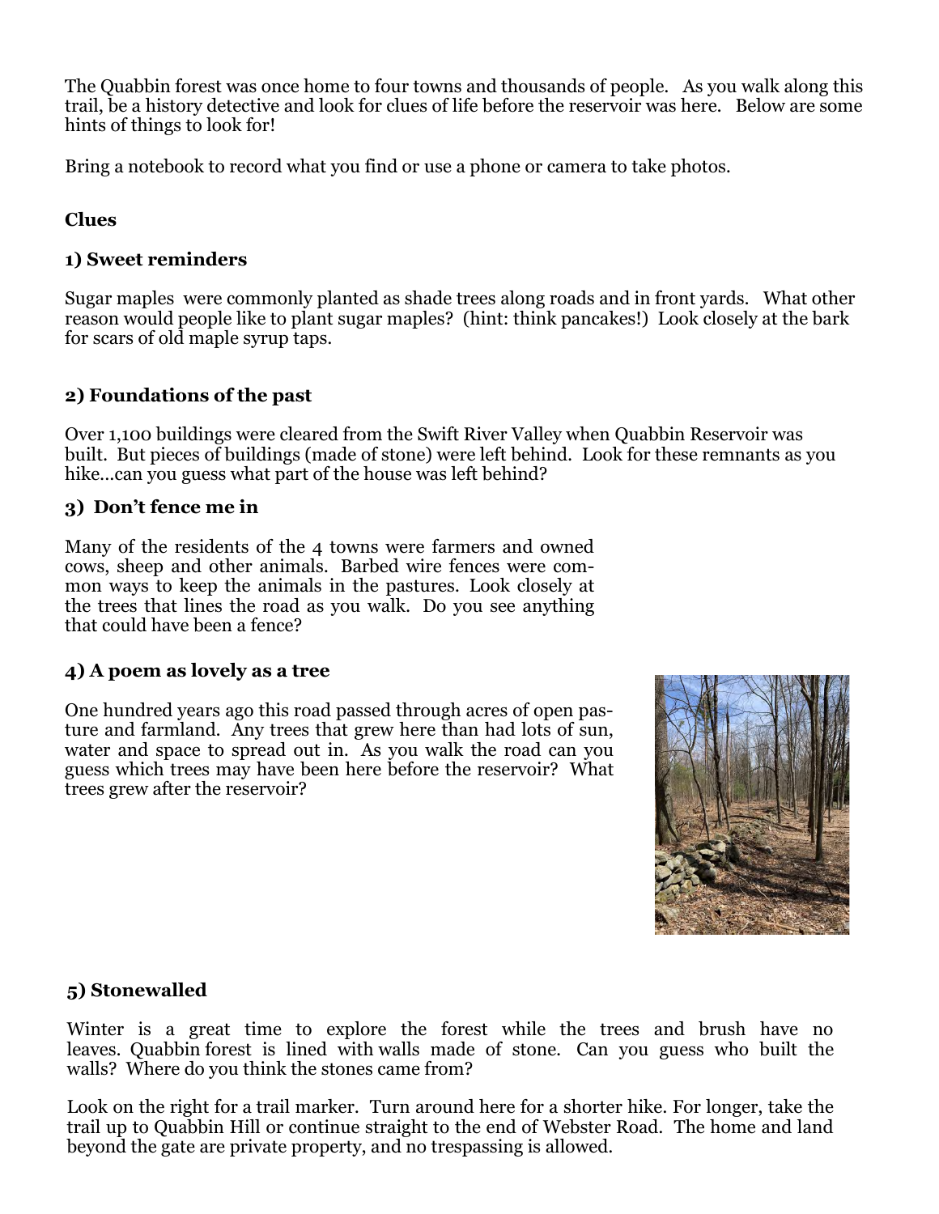The Quabbin forest was once home to four towns and thousands of people. As you walk along this trail, be a history detective and look for clues of life before the reservoir was here. Below are some hints of things to look for!

Bring a notebook to record what you find or use a phone or camera to take photos.

**Clues**

### 1) Sweet reminders

Sugar maples were commonly planted as shade trees along roads and in front yards. What other reason would people like to plant sugar maples? (hint: think pancakes!) Look closely at the bark for scars of old maple syrup taps.

### 2) Foundations of the past

Over 1,100 buildings were cleared from the Swift River Valley when Quabbin Reservoir was built. But pieces of buildings (made of stone) were left behind. Look for these remnants as you hike…can you guess what part of the house was left behind?

### 3) Don't fence me in

Many of the residents of the 4 towns were farmers and owned cows, sheep and other animals. Barbed wire fences were common ways to keep the animals in the pastures. Look closely at the trees that lines the road as you walk. Do you see anything that could have been a fence?

### 4) A poem as lovely as a tree

One hundred years ago this road passed through acres of open pasture and farmland. Any trees that grew here than had lots of sun, water and space to spread out in. As you walk the road can you guess which trees may have been here before the reservoir? What trees grew after the reservoir?

### 5) Stonewalled

Winter is a great time to explore the forest while the trees and brush have no leaves. Quabbin forest is lined with walls made of stone. Can you guess who built the walls? Where do you think the stones came from?

Look on the right for a trail marker. Turn around here for a shorter hike. For longer, take the trail up to Quabbin Hill or continue straight to the end of Webster Road. The home and land beyond the gate are private property, and no trespassing is allowed.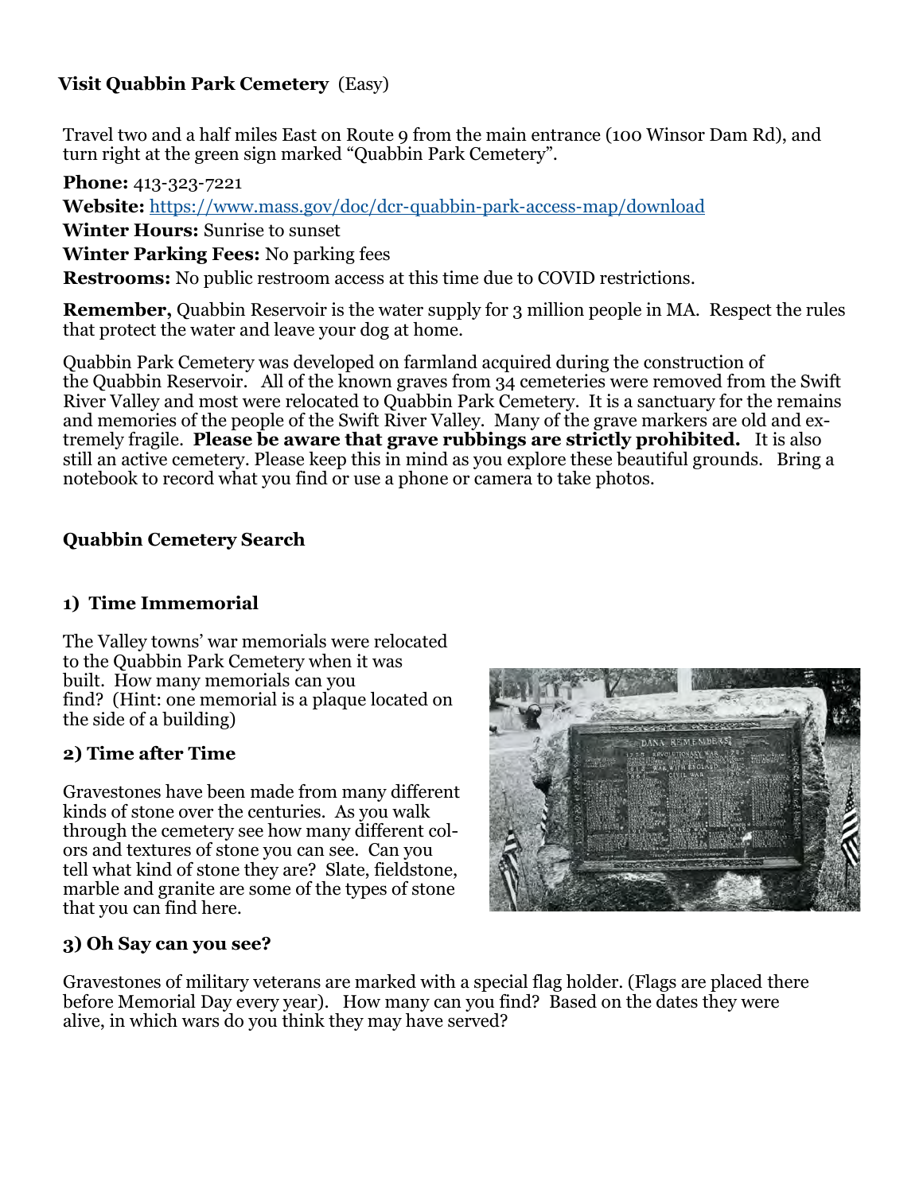## Visit Quabbin Park Cemetery (Easy)

Travel two and a half miles East on Route 9 from the main entrance (100 Winsor Dam Rd), and turn right at the green sign marked "Quabbin Park Cemetery".

**Phone:** 413-323-7221

**Website:** https://www.mass.gov/doc/dcr-quabbin-park-access-map/download

**Winter Hours:** Sunrise to sunset

**Winter Parking Fees:** No parking fees

**Restrooms:** No public restroom access at this time due to COVID restrictions.

**Remember,** Quabbin Reservoir is the water supply for 3 million people in MA. Respect the rules that protect the water and leave your dog at home.

Quabbin Park Cemetery was developed on farmland acquired during the construction of the Quabbin Reservoir. All of the known graves from 34 cemeteries were removed from the Swift River Valley and most were relocated to Quabbin Park Cemetery. It is a sanctuary for the remains and memories of the people of the Swift River Valley. Many of the grave markers are old and extremely fragile. **Please be aware that grave rubbings are strictly prohibited.** It is also still an active cemetery. Please keep this in mind as you explore these beautiful grounds. Bring a notebook to record what you find or use a phone or camera to take photos.

### Quabbin Cemetery Search

#### 1) Time Immemorial

The Valley towns' war memorials were relocated to the Quabbin Park Cemetery when it was built. How many memorials can you find? (Hint: one memorial is a plaque located on the side of a building)

#### 2) Time after Time

Gravestones have been made from many different kinds of stone over the centuries. As you walk through the cemetery see how many different colors and textures of stone you can see. Can you tell what kind of stone they are? Slate, fieldstone, marble and granite are some of the types of stone that you can find here.

#### 3) Oh Say can you see?

Gravestones of military veterans are marked with a special flag holder. (Flags are placed there before Memorial Day every year). How many can you find? Based on the dates they were alive, in which wars do you think they may have served?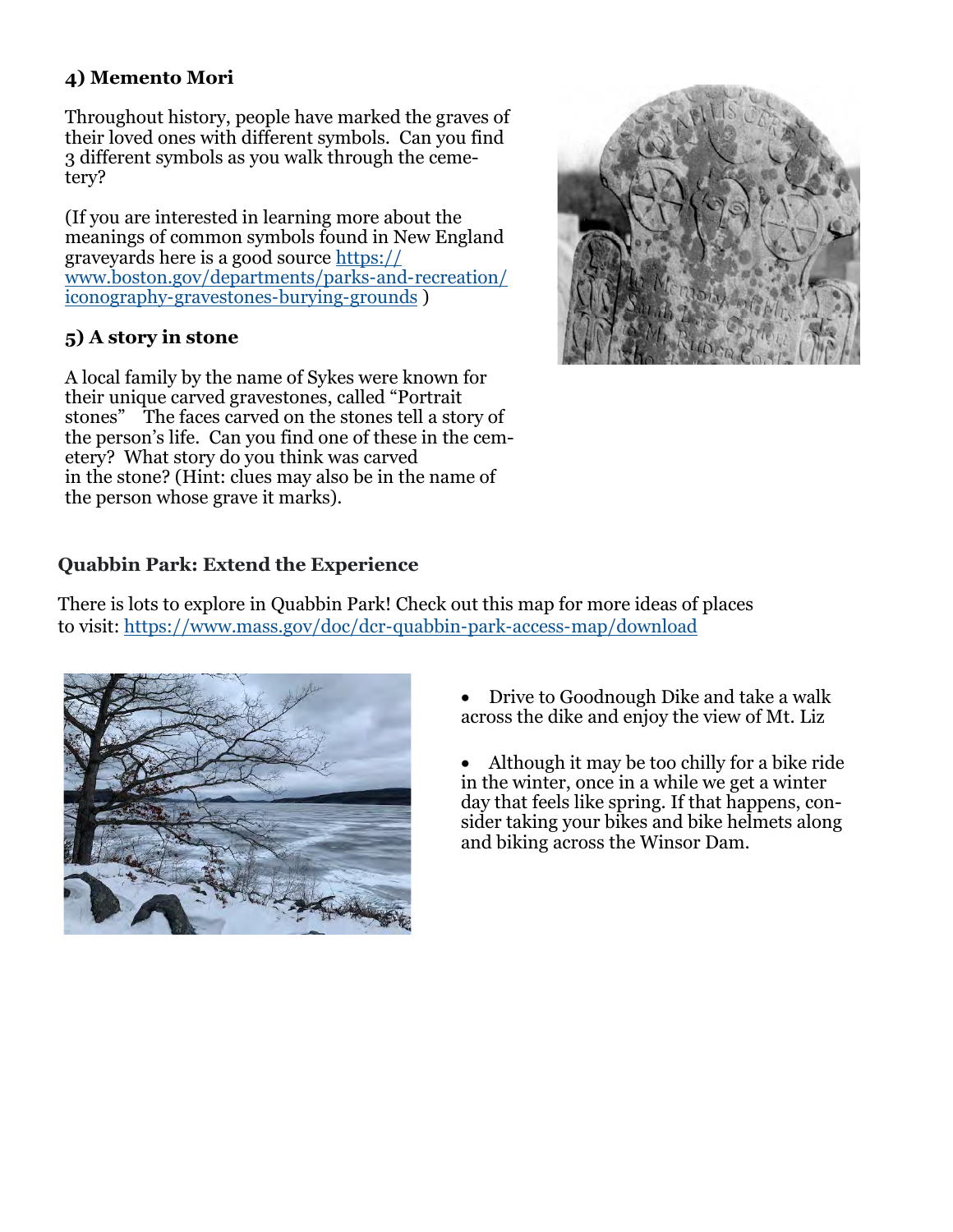**4) Memento Mori**

Throughout history, people have marked the graves of their loved ones with different symbols. Can you find 3 different symbols as you walk through the cemetery?

(If you are interested in learning more about the meanings of common symbols found in New England graveyards here is a good source [https://www.boston.gov/departments/parks-and-recreation/iconography-gravestones-burying-grounds](https://www.boston.gov/departments/parks-and-recreation/iconography-gravestones-burying-grounds) )

**5) A story in stone**

A local family by the name of Sykes were known for their unique carved gravestones, called "Portrait stones" The faces carved on the stones tell a story of the person's life. Can you find one of these in the cemetery? What story do you think was carved in the stone? (Hint: clues may also be in the name of the person whose grave it marks).

**Quabbin Park: Extend the Experience**

There is lots to explore in Quabbin Park! Check out this map for more ideas of places to visit: [https://www.mass.gov/doc/dcr-quabbin-park-access-map/download](https://www.mass.gov/doc/dcr-quabbin-park-access-map/download)

- Drive to Goodnough Dike and take a walk across the dike and enjoy the view of Mt. Liz
- Although it may be too chilly for a bike ride in the winter, once in a while we get a winter day that feels like spring. If that happens, consider taking your bikes and bike helmets along and biking across the Winsor Dam.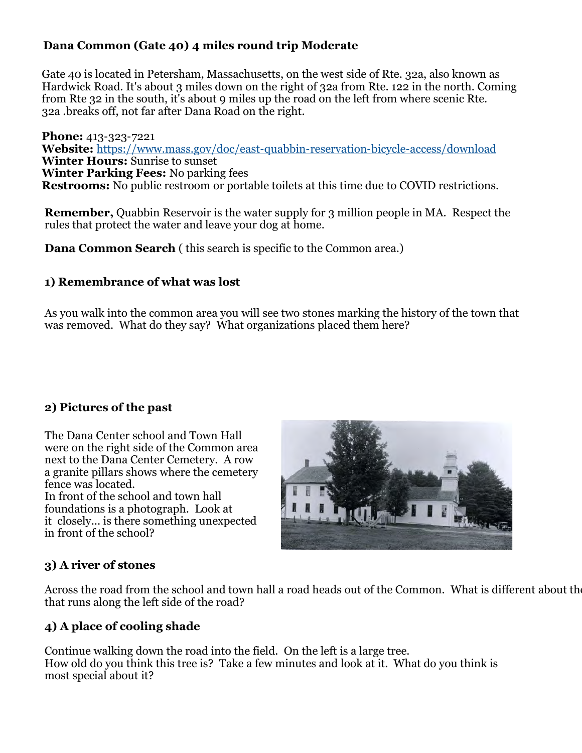**Dana Common (Gate 40) 4 miles round trip Moderate**

Gate 40 is located in Petersham, Massachusetts, on the west side of Rte. 32a, also known as Hardwick Road. It's about 3 miles down on the right of 32a from Rte. 122 in the north. Coming from Rte 32 in the south, it's about 9 miles up the road on the left from where scenic Rte. 32a .breaks off, not far after Dana Road on the right.

**Phone:** 413-323-7221
**Website:** https://www.mass.gov/doc/east-quabbin-reservation-bicycle-access/download
**Winter Hours:** Sunrise to sunset
**Winter Parking Fees:** No parking fees
**Restrooms:** No public restroom or portable toilets at this time due to COVID restrictions.

**Remember,** Quabbin Reservoir is the water supply for 3 million people in MA. Respect the rules that protect the water and leave your dog at home.

**Dana Common Search** ( this search is specific to the Common area.)

**1) Remembrance of what was lost**

As you walk into the common area you will see two stones marking the history of the town that was removed. What do they say? What organizations placed them here?

**2) Pictures of the past**

The Dana Center school and Town Hall were on the right side of the Common area next to the Dana Center Cemetery. A row a granite pillars shows where the cemetery fence was located.
In front of the school and town hall foundations is a photograph. Look at it closely... is there something unexpected in front of the school?

**3) A river of stones**

Across the road from the school and town hall a road heads out of the Common. What is different about the that runs along the left side of the road?

**4) A place of cooling shade**

Continue walking down the road into the field. On the left is a large tree.
How old do you think this tree is? Take a few minutes and look at it. What do you think is most special about it?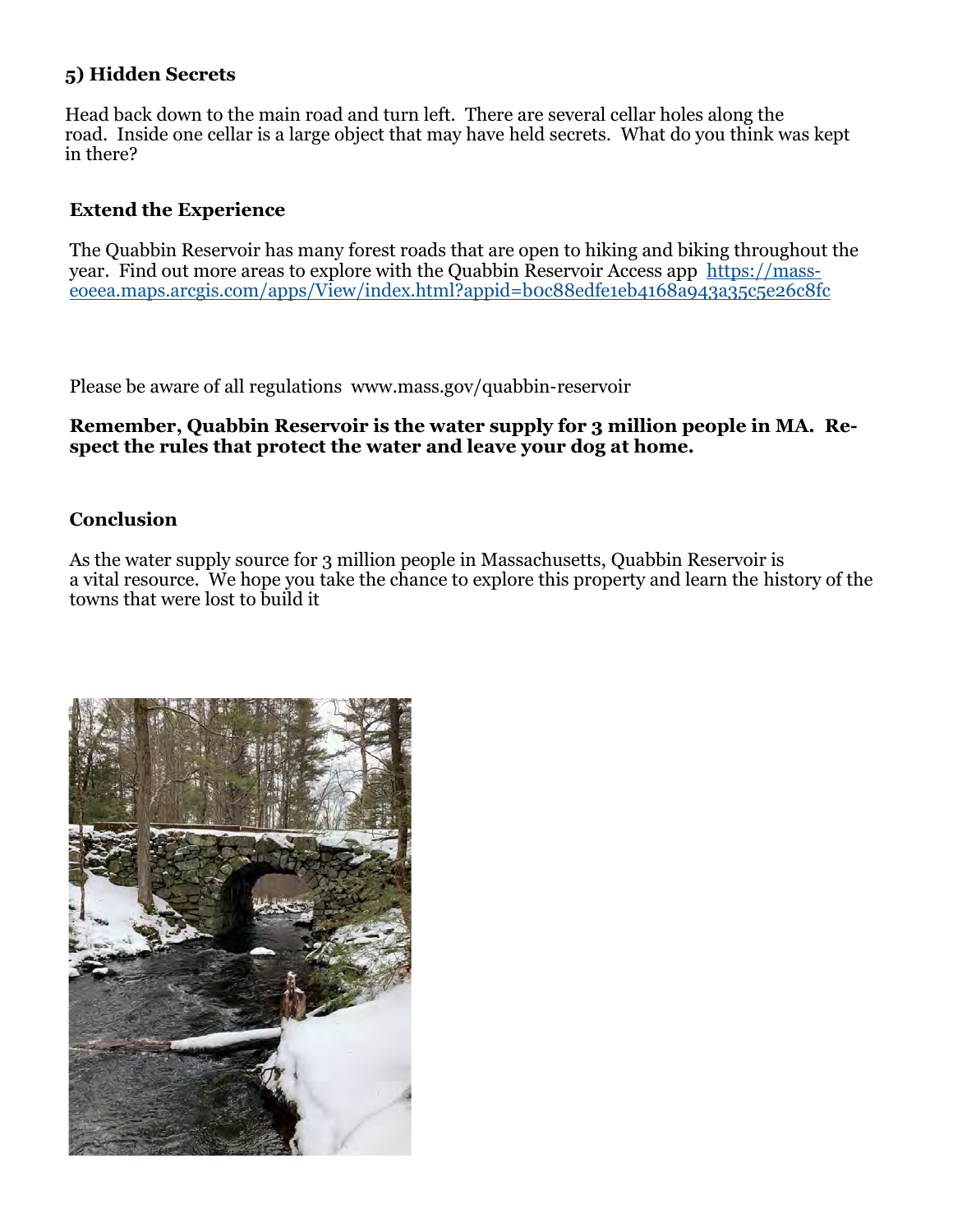**5) Hidden Secrets**

Head back down to the main road and turn left. There are several cellar holes along the road. Inside one cellar is a large object that may have held secrets. What do you think was kept in there?

**Extend the Experience**

The Quabbin Reservoir has many forest roads that are open to hiking and biking throughout the year. Find out more areas to explore with the Quabbin Reservoir Access app [https://mass-eoeea.maps.arcgis.com/apps/View/index.html?appid=b0c88edfe1eb4168a943a35c5e26c8fc](https://mass-eoeea.maps.arcgis.com/apps/View/index.html?appid=b0c88edfe1eb4168a943a35c5e26c8fc)

Please be aware of all regulations www.mass.gov/quabbin-reservoir

**Remember, Quabbin Reservoir is the water supply for 3 million people in MA. Respect the rules that protect the water and leave your dog at home.**

**Conclusion**

As the water supply source for 3 million people in Massachusetts, Quabbin Reservoir is a vital resource. We hope you take the chance to explore this property and learn the history of the towns that were lost to build it